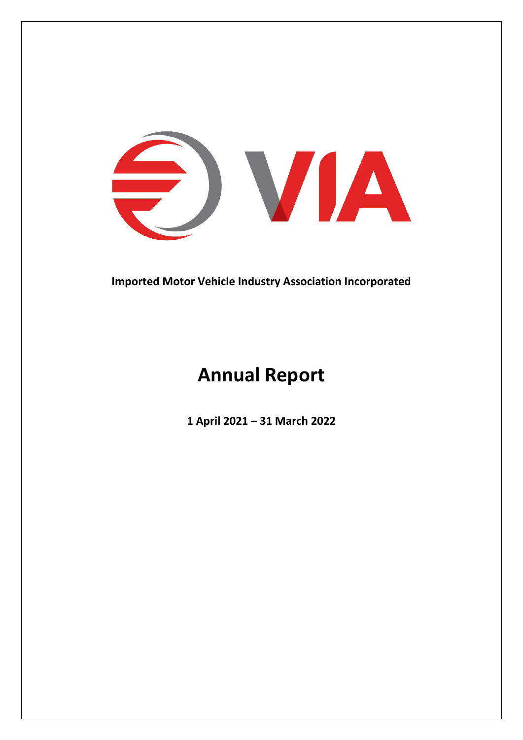**Imported Motor Vehicle Industry Association Incorporated**

# Annual Report

**1 April 2021 – 31 March 2022**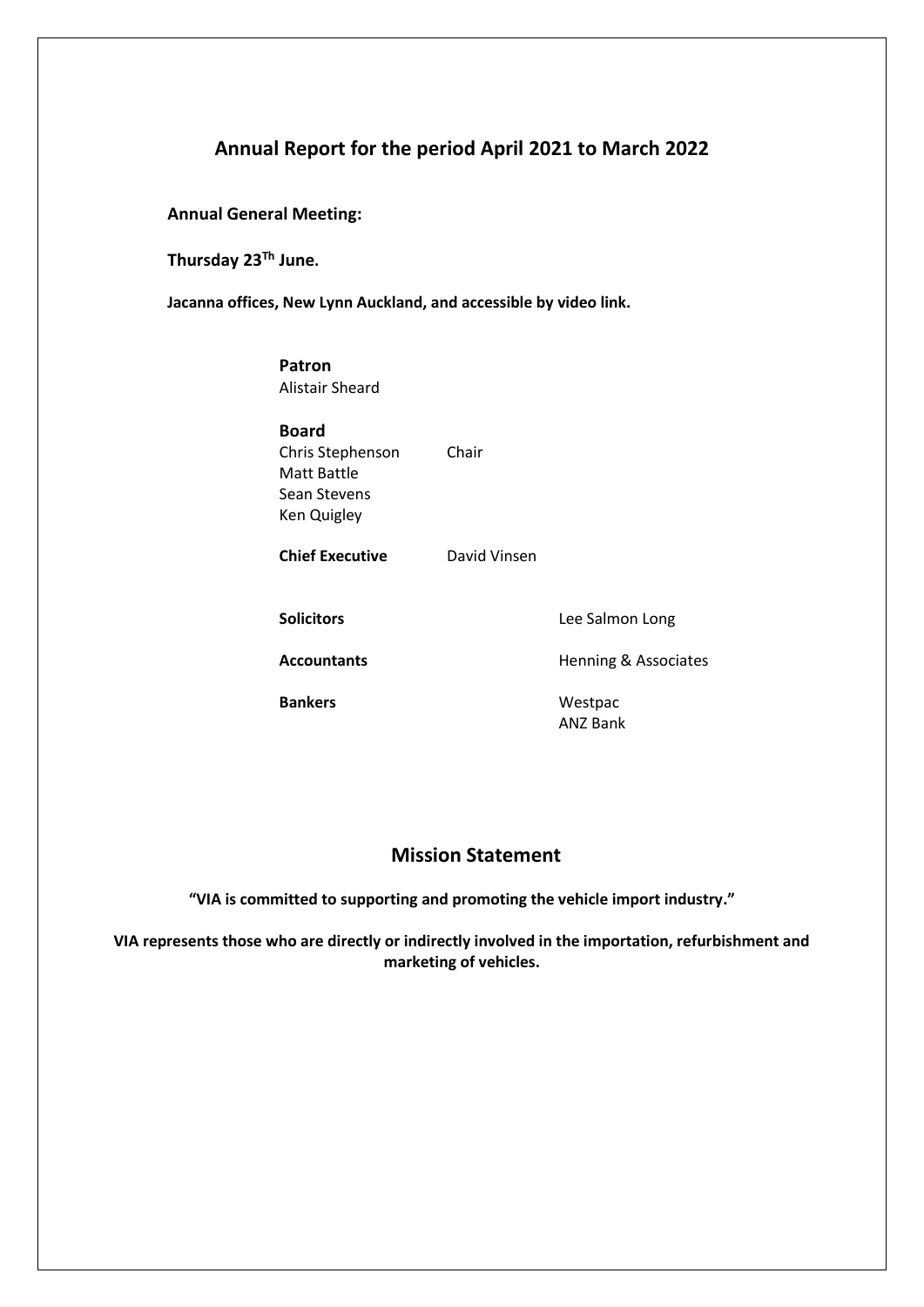# Annual Report for the period April 2021 to March 2022

**Annual General Meeting:**

**Thursday 23[Th] June.**

**Jacanna offices, New Lynn Auckland, and accessible by video link.**

**Patron**
Alistair Sheard

**Board**

| | |
|---|---|
| Chris Stephenson | Chair |
| Matt Battle | |
| Sean Stevens | |
| Ken Quigley | |

**Chief Executive** David Vinsen

| | |
|---|---|
| **Solicitors** | Lee Salmon Long |
| **Accountants** | Henning & Associates |
| **Bankers** | Westpac<br>ANZ Bank |

## Mission Statement

**"VIA is committed to supporting and promoting the vehicle import industry."**

**VIA represents those who are directly or indirectly involved in the importation, refurbishment and marketing of vehicles.**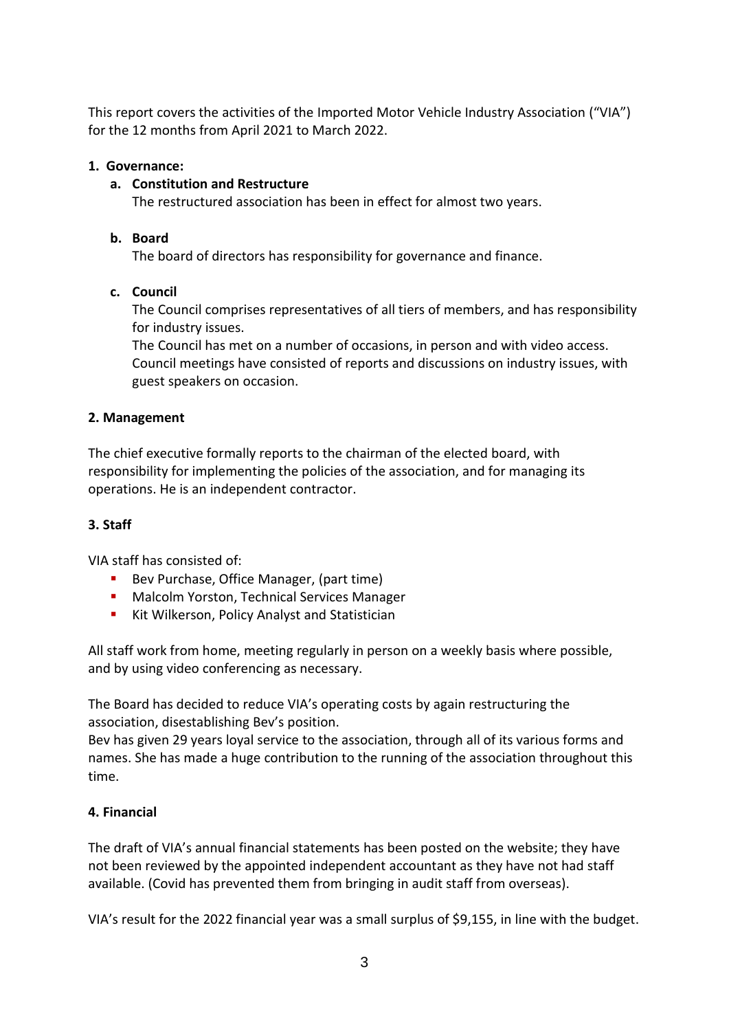This report covers the activities of the Imported Motor Vehicle Industry Association ("VIA") for the 12 months from April 2021 to March 2022.

## 1. Governance:

### a. Constitution and Restructure

The restructured association has been in effect for almost two years.

### b. Board

The board of directors has responsibility for governance and finance.

### c. Council

The Council comprises representatives of all tiers of members, and has responsibility for industry issues.

The Council has met on a number of occasions, in person and with video access. Council meetings have consisted of reports and discussions on industry issues, with guest speakers on occasion.

## 2. Management

The chief executive formally reports to the chairman of the elected board, with responsibility for implementing the policies of the association, and for managing its operations. He is an independent contractor.

## 3. Staff

VIA staff has consisted of:

- Bev Purchase, Office Manager, (part time)
- Malcolm Yorston, Technical Services Manager
- Kit Wilkerson, Policy Analyst and Statistician

All staff work from home, meeting regularly in person on a weekly basis where possible, and by using video conferencing as necessary.

The Board has decided to reduce VIA's operating costs by again restructuring the association, disestablishing Bev's position.

Bev has given 29 years loyal service to the association, through all of its various forms and names. She has made a huge contribution to the running of the association throughout this time.

## 4. Financial

The draft of VIA's annual financial statements has been posted on the website; they have not been reviewed by the appointed independent accountant as they have not had staff available. (Covid has prevented them from bringing in audit staff from overseas).

VIA's result for the 2022 financial year was a small surplus of $9,155, in line with the budget.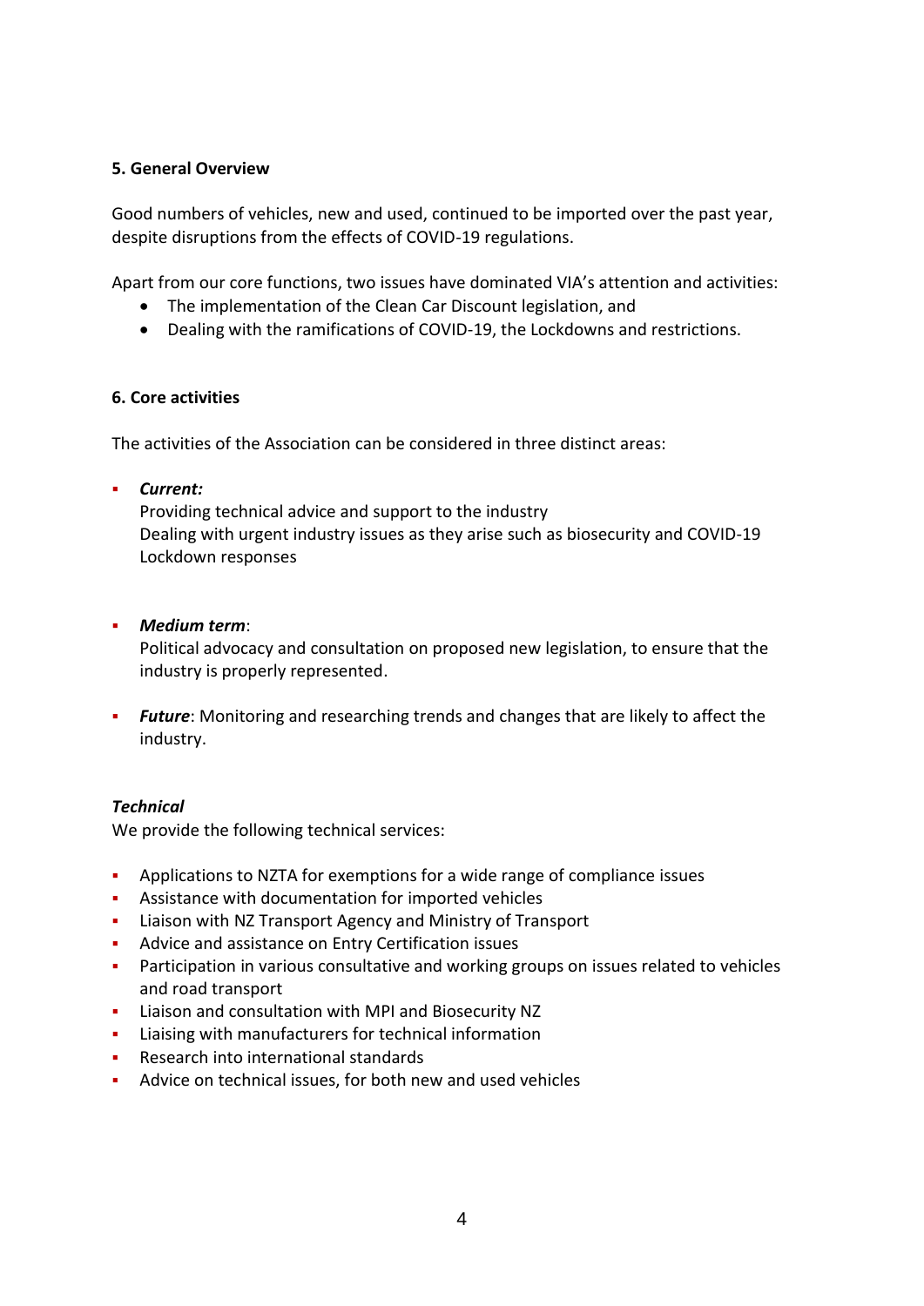## 5. General Overview

Good numbers of vehicles, new and used, continued to be imported over the past year, despite disruptions from the effects of COVID-19 regulations.

Apart from our core functions, two issues have dominated VIA's attention and activities:

- The implementation of the Clean Car Discount legislation, and
- Dealing with the ramifications of COVID-19, the Lockdowns and restrictions.

## 6. Core activities

The activities of the Association can be considered in three distinct areas:

- ***Current:***
  Providing technical advice and support to the industry
  Dealing with urgent industry issues as they arise such as biosecurity and COVID-19 Lockdown responses

- ***Medium term***:
  Political advocacy and consultation on proposed new legislation, to ensure that the industry is properly represented.

- ***Future***: Monitoring and researching trends and changes that are likely to affect the industry.

### *Technical*

We provide the following technical services:

- Applications to NZTA for exemptions for a wide range of compliance issues
- Assistance with documentation for imported vehicles
- Liaison with NZ Transport Agency and Ministry of Transport
- Advice and assistance on Entry Certification issues
- Participation in various consultative and working groups on issues related to vehicles and road transport
- Liaison and consultation with MPI and Biosecurity NZ
- Liaising with manufacturers for technical information
- Research into international standards
- Advice on technical issues, for both new and used vehicles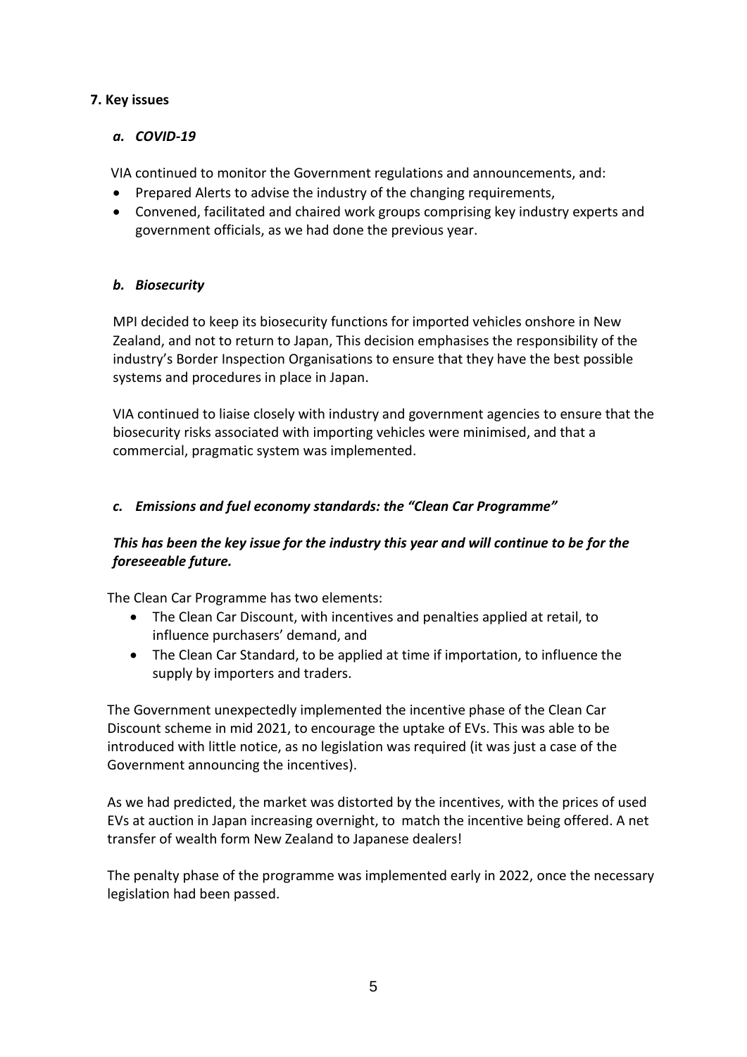## 7. Key issues

### *a. COVID-19*

VIA continued to monitor the Government regulations and announcements, and:

- Prepared Alerts to advise the industry of the changing requirements,
- Convened, facilitated and chaired work groups comprising key industry experts and government officials, as we had done the previous year.

### *b. Biosecurity*

MPI decided to keep its biosecurity functions for imported vehicles onshore in New Zealand, and not to return to Japan, This decision emphasises the responsibility of the industry's Border Inspection Organisations to ensure that they have the best possible systems and procedures in place in Japan.

VIA continued to liaise closely with industry and government agencies to ensure that the biosecurity risks associated with importing vehicles were minimised, and that a commercial, pragmatic system was implemented.

### *c. Emissions and fuel economy standards: the "Clean Car Programme"*

***This has been the key issue for the industry this year and will continue to be for the foreseeable future.***

The Clean Car Programme has two elements:

- The Clean Car Discount, with incentives and penalties applied at retail, to influence purchasers' demand, and
- The Clean Car Standard, to be applied at time if importation, to influence the supply by importers and traders.

The Government unexpectedly implemented the incentive phase of the Clean Car Discount scheme in mid 2021, to encourage the uptake of EVs. This was able to be introduced with little notice, as no legislation was required (it was just a case of the Government announcing the incentives).

As we had predicted, the market was distorted by the incentives, with the prices of used EVs at auction in Japan increasing overnight, to match the incentive being offered. A net transfer of wealth form New Zealand to Japanese dealers!

The penalty phase of the programme was implemented early in 2022, once the necessary legislation had been passed.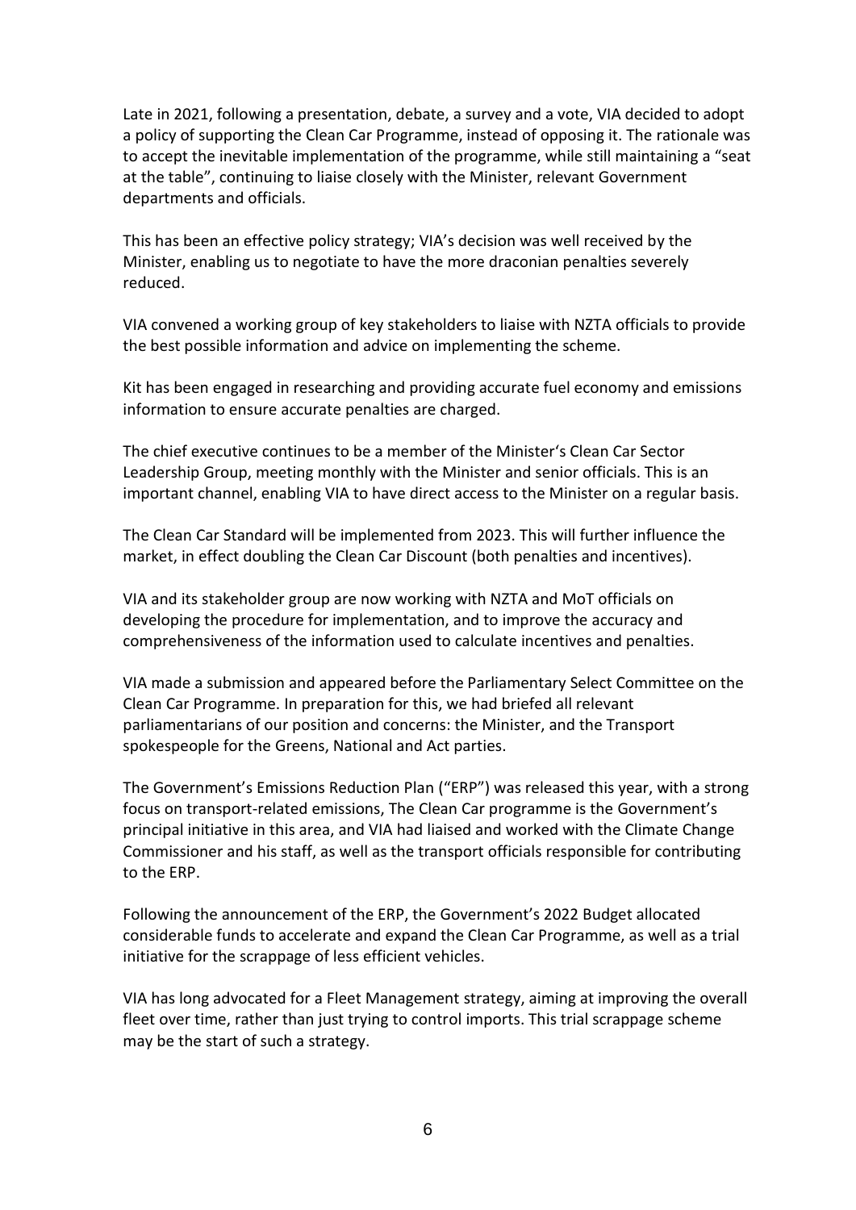Late in 2021, following a presentation, debate, a survey and a vote, VIA decided to adopt a policy of supporting the Clean Car Programme, instead of opposing it. The rationale was to accept the inevitable implementation of the programme, while still maintaining a "seat at the table", continuing to liaise closely with the Minister, relevant Government departments and officials.

This has been an effective policy strategy; VIA's decision was well received by the Minister, enabling us to negotiate to have the more draconian penalties severely reduced.

VIA convened a working group of key stakeholders to liaise with NZTA officials to provide the best possible information and advice on implementing the scheme.

Kit has been engaged in researching and providing accurate fuel economy and emissions information to ensure accurate penalties are charged.

The chief executive continues to be a member of the Minister's Clean Car Sector Leadership Group, meeting monthly with the Minister and senior officials. This is an important channel, enabling VIA to have direct access to the Minister on a regular basis.

The Clean Car Standard will be implemented from 2023. This will further influence the market, in effect doubling the Clean Car Discount (both penalties and incentives).

VIA and its stakeholder group are now working with NZTA and MoT officials on developing the procedure for implementation, and to improve the accuracy and comprehensiveness of the information used to calculate incentives and penalties.

VIA made a submission and appeared before the Parliamentary Select Committee on the Clean Car Programme. In preparation for this, we had briefed all relevant parliamentarians of our position and concerns: the Minister, and the Transport spokespeople for the Greens, National and Act parties.

The Government's Emissions Reduction Plan ("ERP") was released this year, with a strong focus on transport-related emissions, The Clean Car programme is the Government's principal initiative in this area, and VIA had liaised and worked with the Climate Change Commissioner and his staff, as well as the transport officials responsible for contributing to the ERP.

Following the announcement of the ERP, the Government's 2022 Budget allocated considerable funds to accelerate and expand the Clean Car Programme, as well as a trial initiative for the scrappage of less efficient vehicles.

VIA has long advocated for a Fleet Management strategy, aiming at improving the overall fleet over time, rather than just trying to control imports. This trial scrappage scheme may be the start of such a strategy.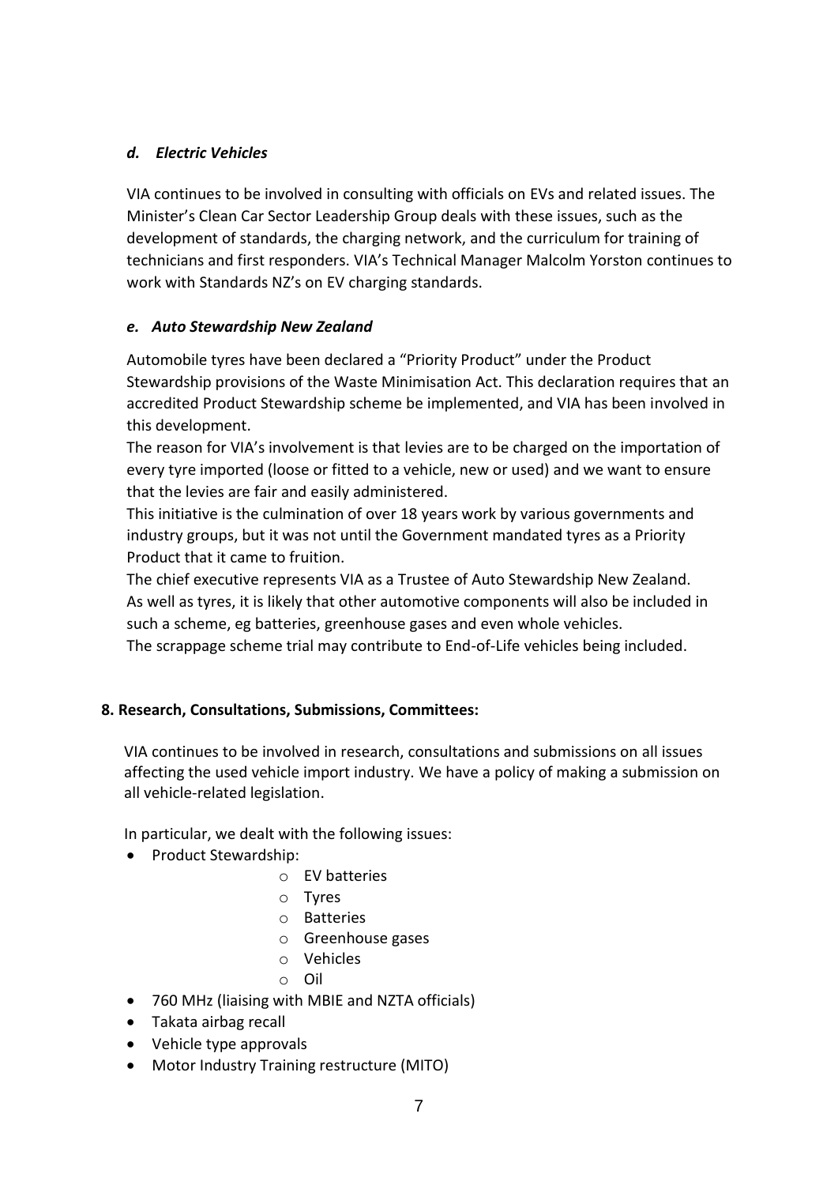### *d. Electric Vehicles*

VIA continues to be involved in consulting with officials on EVs and related issues. The Minister's Clean Car Sector Leadership Group deals with these issues, such as the development of standards, the charging network, and the curriculum for training of technicians and first responders. VIA's Technical Manager Malcolm Yorston continues to work with Standards NZ's on EV charging standards.

### *e. Auto Stewardship New Zealand*

Automobile tyres have been declared a "Priority Product" under the Product Stewardship provisions of the Waste Minimisation Act. This declaration requires that an accredited Product Stewardship scheme be implemented, and VIA has been involved in this development.

The reason for VIA's involvement is that levies are to be charged on the importation of every tyre imported (loose or fitted to a vehicle, new or used) and we want to ensure that the levies are fair and easily administered.

This initiative is the culmination of over 18 years work by various governments and industry groups, but it was not until the Government mandated tyres as a Priority Product that it came to fruition.

The chief executive represents VIA as a Trustee of Auto Stewardship New Zealand.

As well as tyres, it is likely that other automotive components will also be included in such a scheme, eg batteries, greenhouse gases and even whole vehicles.

The scrappage scheme trial may contribute to End-of-Life vehicles being included.

## 8. Research, Consultations, Submissions, Committees:

VIA continues to be involved in research, consultations and submissions on all issues affecting the used vehicle import industry. We have a policy of making a submission on all vehicle-related legislation.

In particular, we dealt with the following issues:

- Product Stewardship:
  - EV batteries
  - Tyres
  - Batteries
  - Greenhouse gases
  - Vehicles
  - Oil
- 760 MHz (liaising with MBIE and NZTA officials)
- Takata airbag recall
- Vehicle type approvals
- Motor Industry Training restructure (MITO)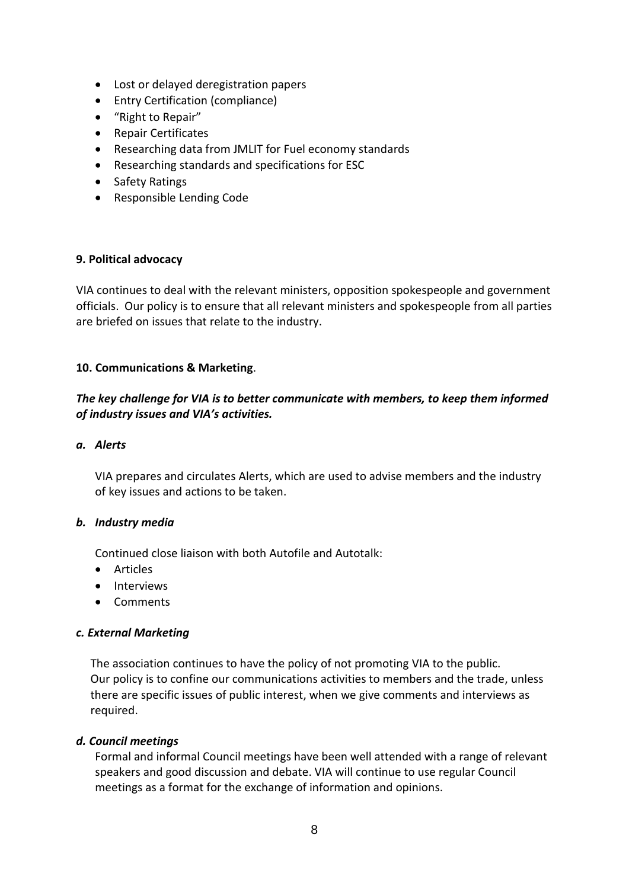- Lost or delayed deregistration papers
- Entry Certification (compliance)
- "Right to Repair"
- Repair Certificates
- Researching data from JMLIT for Fuel economy standards
- Researching standards and specifications for ESC
- Safety Ratings
- Responsible Lending Code

**9. Political advocacy**

VIA continues to deal with the relevant ministers, opposition spokespeople and government officials. Our policy is to ensure that all relevant ministers and spokespeople from all parties are briefed on issues that relate to the industry.

**10. Communications & Marketing**.

***The key challenge for VIA is to better communicate with members, to keep them informed of industry issues and VIA's activities.***

***a. Alerts***

VIA prepares and circulates Alerts, which are used to advise members and the industry of key issues and actions to be taken.

***b. Industry media***

Continued close liaison with both Autofile and Autotalk:

- Articles
- Interviews
- Comments

***c. External Marketing***

The association continues to have the policy of not promoting VIA to the public. Our policy is to confine our communications activities to members and the trade, unless there are specific issues of public interest, when we give comments and interviews as required.

***d. Council meetings***

Formal and informal Council meetings have been well attended with a range of relevant speakers and good discussion and debate. VIA will continue to use regular Council meetings as a format for the exchange of information and opinions.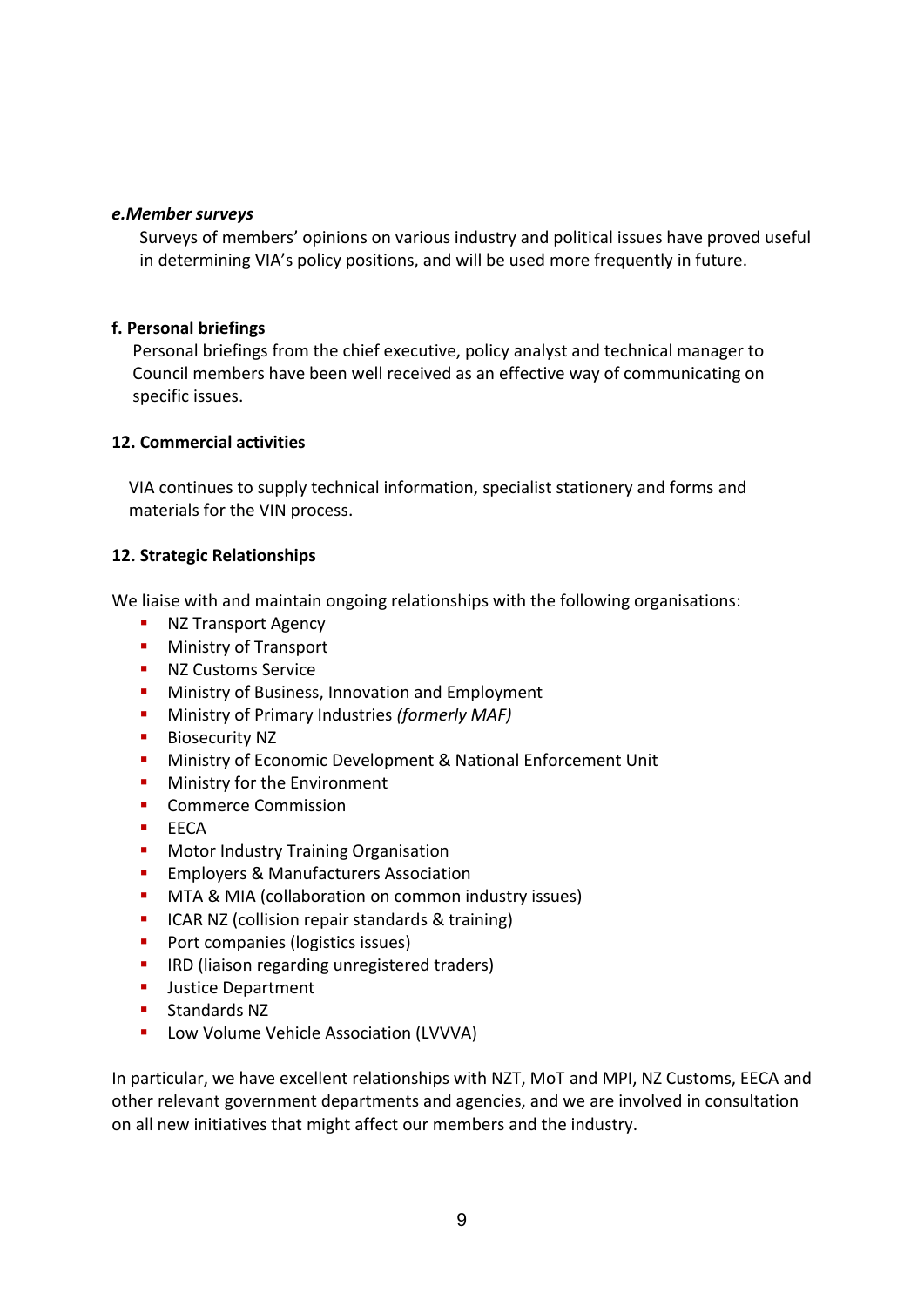#### *e. Member surveys*

Surveys of members' opinions on various industry and political issues have proved useful in determining VIA's policy positions, and will be used more frequently in future.

#### f. Personal briefings

Personal briefings from the chief executive, policy analyst and technical manager to Council members have been well received as an effective way of communicating on specific issues.

### 12. Commercial activities

VIA continues to supply technical information, specialist stationery and forms and materials for the VIN process.

### 12. Strategic Relationships

We liaise with and maintain ongoing relationships with the following organisations:

- NZ Transport Agency
- Ministry of Transport
- NZ Customs Service
- Ministry of Business, Innovation and Employment
- Ministry of Primary Industries *(formerly MAF)*
- Biosecurity NZ
- Ministry of Economic Development & National Enforcement Unit
- Ministry for the Environment
- Commerce Commission
- EECA
- Motor Industry Training Organisation
- Employers & Manufacturers Association
- MTA & MIA (collaboration on common industry issues)
- ICAR NZ (collision repair standards & training)
- Port companies (logistics issues)
- IRD (liaison regarding unregistered traders)
- Justice Department
- Standards NZ
- Low Volume Vehicle Association (LVVVA)

In particular, we have excellent relationships with NZT, MoT and MPI, NZ Customs, EECA and other relevant government departments and agencies, and we are involved in consultation on all new initiatives that might affect our members and the industry.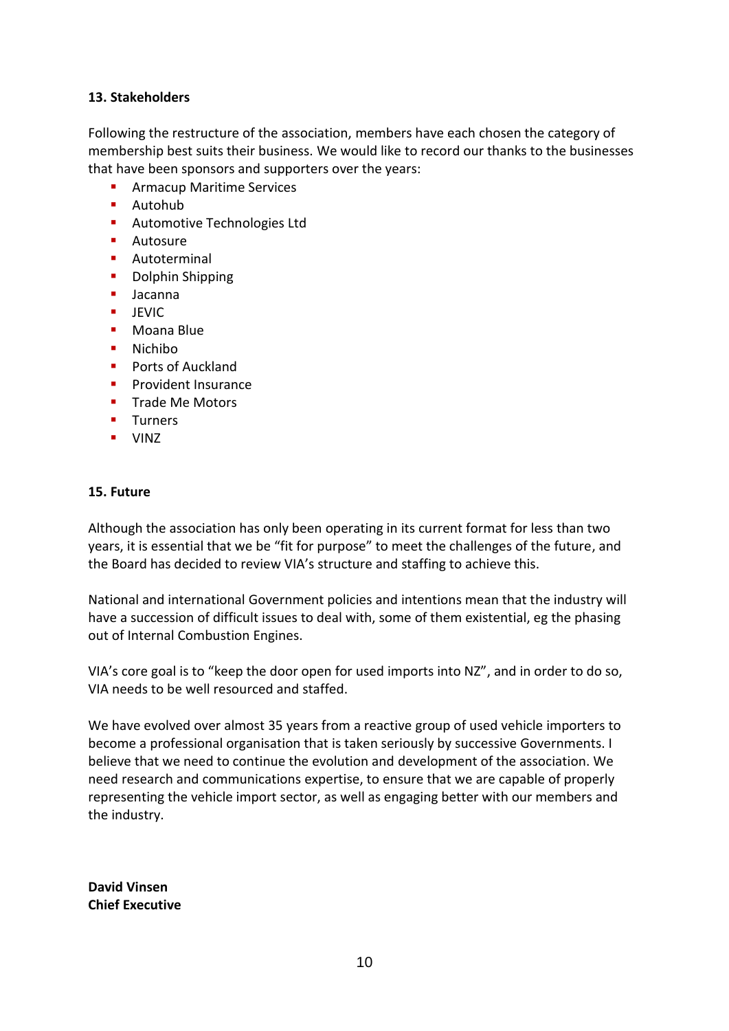**13. Stakeholders**

Following the restructure of the association, members have each chosen the category of membership best suits their business. We would like to record our thanks to the businesses that have been sponsors and supporters over the years:

- Armacup Maritime Services
- Autohub
- Automotive Technologies Ltd
- Autosure
- Autoterminal
- Dolphin Shipping
- Jacanna
- JEVIC
- Moana Blue
- Nichibo
- Ports of Auckland
- Provident Insurance
- Trade Me Motors
- Turners
- VINZ

**15. Future**

Although the association has only been operating in its current format for less than two years, it is essential that we be "fit for purpose" to meet the challenges of the future, and the Board has decided to review VIA's structure and staffing to achieve this.

National and international Government policies and intentions mean that the industry will have a succession of difficult issues to deal with, some of them existential, eg the phasing out of Internal Combustion Engines.

VIA's core goal is to "keep the door open for used imports into NZ", and in order to do so, VIA needs to be well resourced and staffed.

We have evolved over almost 35 years from a reactive group of used vehicle importers to become a professional organisation that is taken seriously by successive Governments. I believe that we need to continue the evolution and development of the association. We need research and communications expertise, to ensure that we are capable of properly representing the vehicle import sector, as well as engaging better with our members and the industry.

**David Vinsen**
**Chief Executive**